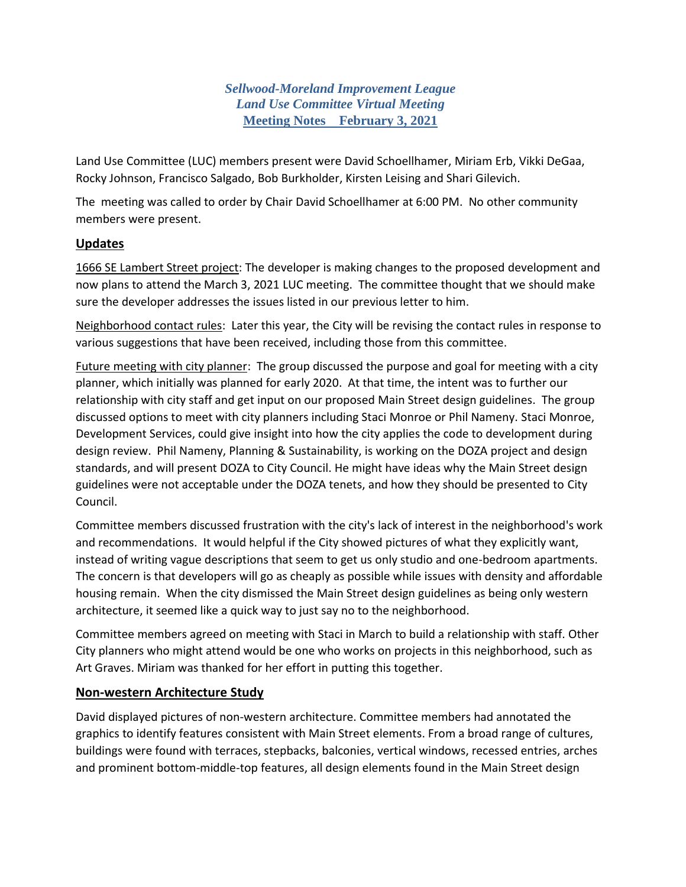***Sellwood-Moreland Improvement League***
***Land Use Committee Virtual Meeting***
**Meeting Notes  February 3, 2021**

Land Use Committee (LUC) members present were David Schoellhamer, Miriam Erb, Vikki DeGaa, Rocky Johnson, Francisco Salgado, Bob Burkholder, Kirsten Leising and Shari Gilevich.

The meeting was called to order by Chair David Schoellhamer at 6:00 PM. No other community members were present.

## Updates

1666 SE Lambert Street project: The developer is making changes to the proposed development and now plans to attend the March 3, 2021 LUC meeting. The committee thought that we should make sure the developer addresses the issues listed in our previous letter to him.

Neighborhood contact rules: Later this year, the City will be revising the contact rules in response to various suggestions that have been received, including those from this committee.

Future meeting with city planner: The group discussed the purpose and goal for meeting with a city planner, which initially was planned for early 2020. At that time, the intent was to further our relationship with city staff and get input on our proposed Main Street design guidelines. The group discussed options to meet with city planners including Staci Monroe or Phil Nameny. Staci Monroe, Development Services, could give insight into how the city applies the code to development during design review. Phil Nameny, Planning & Sustainability, is working on the DOZA project and design standards, and will present DOZA to City Council. He might have ideas why the Main Street design guidelines were not acceptable under the DOZA tenets, and how they should be presented to City Council.

Committee members discussed frustration with the city's lack of interest in the neighborhood's work and recommendations. It would helpful if the City showed pictures of what they explicitly want, instead of writing vague descriptions that seem to get us only studio and one-bedroom apartments. The concern is that developers will go as cheaply as possible while issues with density and affordable housing remain. When the city dismissed the Main Street design guidelines as being only western architecture, it seemed like a quick way to just say no to the neighborhood.

Committee members agreed on meeting with Staci in March to build a relationship with staff. Other City planners who might attend would be one who works on projects in this neighborhood, such as Art Graves. Miriam was thanked for her effort in putting this together.

## Non-western Architecture Study

David displayed pictures of non-western architecture. Committee members had annotated the graphics to identify features consistent with Main Street elements. From a broad range of cultures, buildings were found with terraces, stepbacks, balconies, vertical windows, recessed entries, arches and prominent bottom-middle-top features, all design elements found in the Main Street design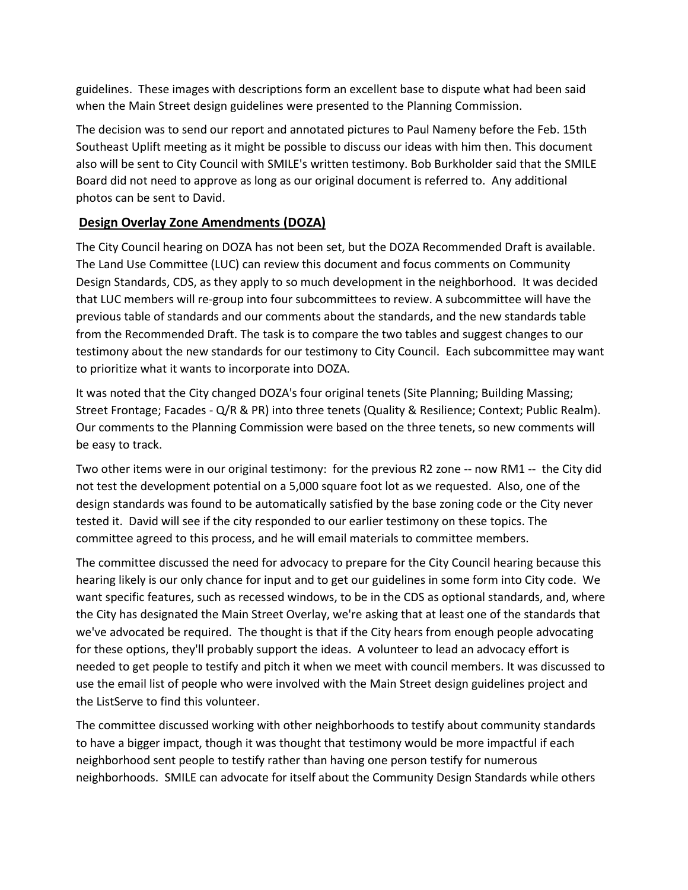guidelines. These images with descriptions form an excellent base to dispute what had been said when the Main Street design guidelines were presented to the Planning Commission.

The decision was to send our report and annotated pictures to Paul Nameny before the Feb. 15th Southeast Uplift meeting as it might be possible to discuss our ideas with him then. This document also will be sent to City Council with SMILE's written testimony. Bob Burkholder said that the SMILE Board did not need to approve as long as our original document is referred to. Any additional photos can be sent to David.

## Design Overlay Zone Amendments (DOZA)

The City Council hearing on DOZA has not been set, but the DOZA Recommended Draft is available. The Land Use Committee (LUC) can review this document and focus comments on Community Design Standards, CDS, as they apply to so much development in the neighborhood. It was decided that LUC members will re-group into four subcommittees to review. A subcommittee will have the previous table of standards and our comments about the standards, and the new standards table from the Recommended Draft. The task is to compare the two tables and suggest changes to our testimony about the new standards for our testimony to City Council. Each subcommittee may want to prioritize what it wants to incorporate into DOZA.

It was noted that the City changed DOZA's four original tenets (Site Planning; Building Massing; Street Frontage; Facades - Q/R & PR) into three tenets (Quality & Resilience; Context; Public Realm). Our comments to the Planning Commission were based on the three tenets, so new comments will be easy to track.

Two other items were in our original testimony: for the previous R2 zone -- now RM1 -- the City did not test the development potential on a 5,000 square foot lot as we requested. Also, one of the design standards was found to be automatically satisfied by the base zoning code or the City never tested it. David will see if the city responded to our earlier testimony on these topics. The committee agreed to this process, and he will email materials to committee members.

The committee discussed the need for advocacy to prepare for the City Council hearing because this hearing likely is our only chance for input and to get our guidelines in some form into City code. We want specific features, such as recessed windows, to be in the CDS as optional standards, and, where the City has designated the Main Street Overlay, we're asking that at least one of the standards that we've advocated be required. The thought is that if the City hears from enough people advocating for these options, they'll probably support the ideas. A volunteer to lead an advocacy effort is needed to get people to testify and pitch it when we meet with council members. It was discussed to use the email list of people who were involved with the Main Street design guidelines project and the ListServe to find this volunteer.

The committee discussed working with other neighborhoods to testify about community standards to have a bigger impact, though it was thought that testimony would be more impactful if each neighborhood sent people to testify rather than having one person testify for numerous neighborhoods. SMILE can advocate for itself about the Community Design Standards while others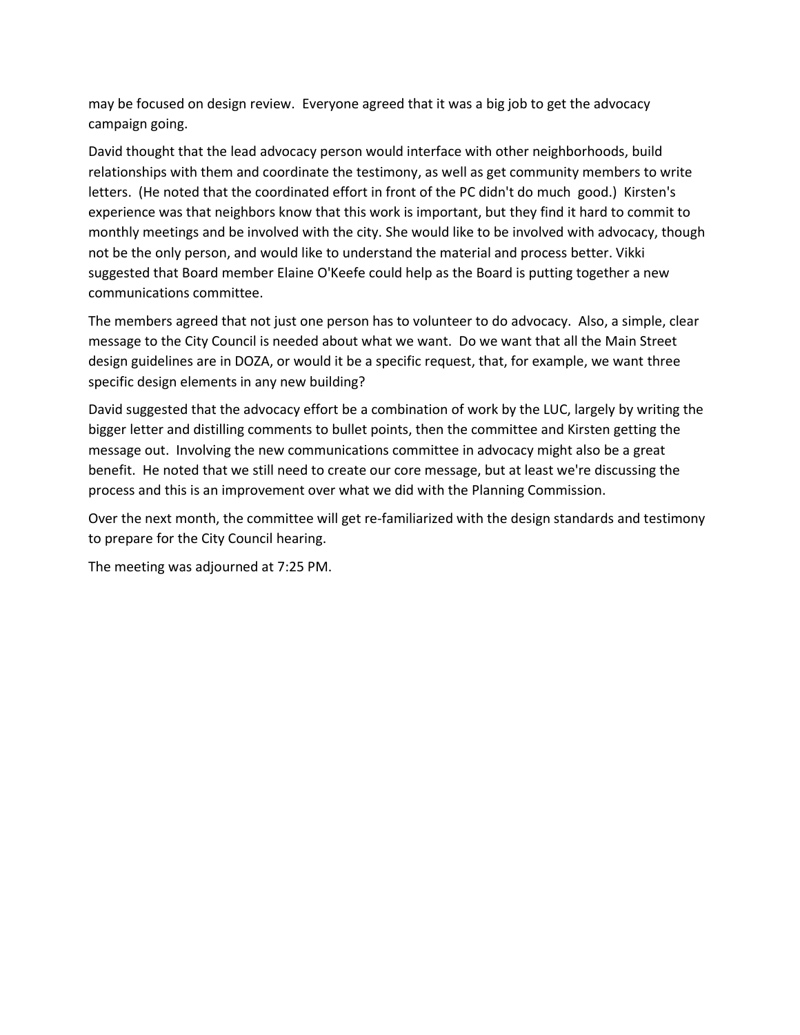may be focused on design review. Everyone agreed that it was a big job to get the advocacy campaign going.

David thought that the lead advocacy person would interface with other neighborhoods, build relationships with them and coordinate the testimony, as well as get community members to write letters. (He noted that the coordinated effort in front of the PC didn't do much good.) Kirsten's experience was that neighbors know that this work is important, but they find it hard to commit to monthly meetings and be involved with the city. She would like to be involved with advocacy, though not be the only person, and would like to understand the material and process better. Vikki suggested that Board member Elaine O'Keefe could help as the Board is putting together a new communications committee.

The members agreed that not just one person has to volunteer to do advocacy. Also, a simple, clear message to the City Council is needed about what we want. Do we want that all the Main Street design guidelines are in DOZA, or would it be a specific request, that, for example, we want three specific design elements in any new building?

David suggested that the advocacy effort be a combination of work by the LUC, largely by writing the bigger letter and distilling comments to bullet points, then the committee and Kirsten getting the message out. Involving the new communications committee in advocacy might also be a great benefit. He noted that we still need to create our core message, but at least we're discussing the process and this is an improvement over what we did with the Planning Commission.

Over the next month, the committee will get re-familiarized with the design standards and testimony to prepare for the City Council hearing.

The meeting was adjourned at 7:25 PM.